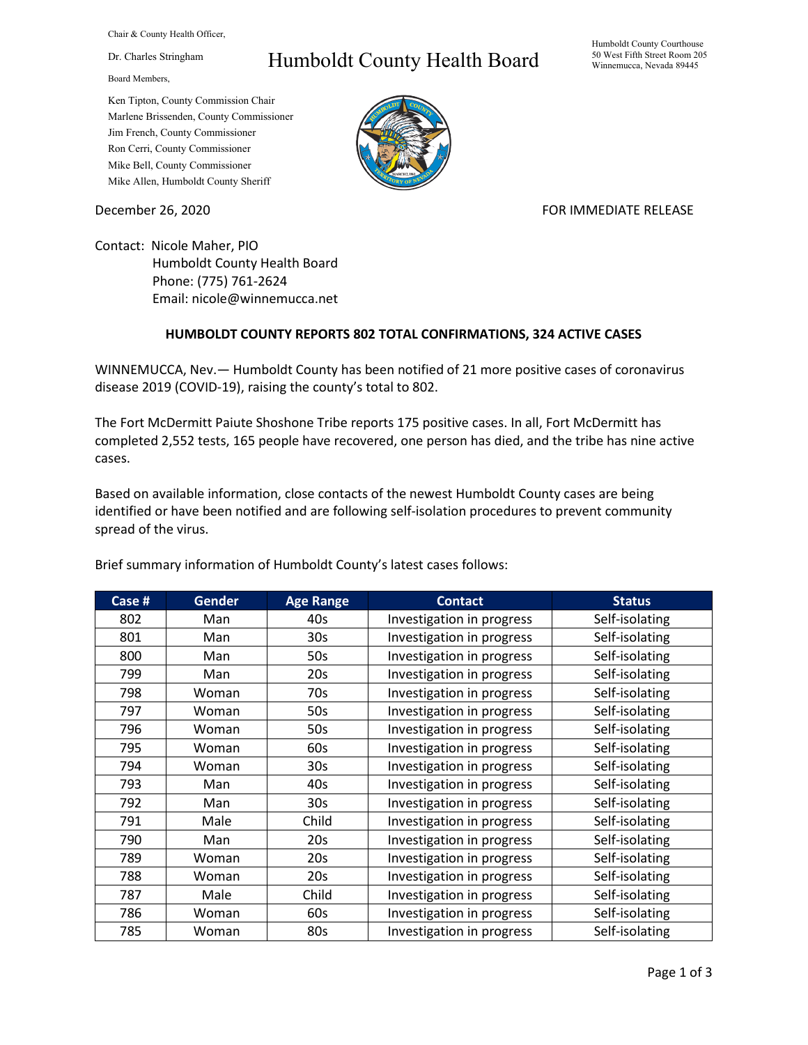Chair & County Health Officer,

Dr. Charles Stringham

Board Members,

Ken Tipton, County Commission Chair
Marlene Brissenden, County Commissioner
Jim French, County Commissioner
Ron Cerri, County Commissioner
Mike Bell, County Commissioner
Mike Allen, Humboldt County Sheriff

# Humboldt County Health Board

Humboldt County Courthouse
50 West Fifth Street Room 205
Winnemucca, Nevada 89445

December 26, 2020

FOR IMMEDIATE RELEASE

Contact: Nicole Maher, PIO
Humboldt County Health Board
Phone: (775) 761-2624
Email: nicole@winnemucca.net

**HUMBOLDT COUNTY REPORTS 802 TOTAL CONFIRMATIONS, 324 ACTIVE CASES**

WINNEMUCCA, Nev.— Humboldt County has been notified of 21 more positive cases of coronavirus disease 2019 (COVID-19), raising the county's total to 802.

The Fort McDermitt Paiute Shoshone Tribe reports 175 positive cases. In all, Fort McDermitt has completed 2,552 tests, 165 people have recovered, one person has died, and the tribe has nine active cases.

Based on available information, close contacts of the newest Humboldt County cases are being identified or have been notified and are following self-isolation procedures to prevent community spread of the virus.

Brief summary information of Humboldt County's latest cases follows:

| Case # | Gender | Age Range | Contact | Status |
|---|---|---|---|---|
| 802 | Man | 40s | Investigation in progress | Self-isolating |
| 801 | Man | 30s | Investigation in progress | Self-isolating |
| 800 | Man | 50s | Investigation in progress | Self-isolating |
| 799 | Man | 20s | Investigation in progress | Self-isolating |
| 798 | Woman | 70s | Investigation in progress | Self-isolating |
| 797 | Woman | 50s | Investigation in progress | Self-isolating |
| 796 | Woman | 50s | Investigation in progress | Self-isolating |
| 795 | Woman | 60s | Investigation in progress | Self-isolating |
| 794 | Woman | 30s | Investigation in progress | Self-isolating |
| 793 | Man | 40s | Investigation in progress | Self-isolating |
| 792 | Man | 30s | Investigation in progress | Self-isolating |
| 791 | Male | Child | Investigation in progress | Self-isolating |
| 790 | Man | 20s | Investigation in progress | Self-isolating |
| 789 | Woman | 20s | Investigation in progress | Self-isolating |
| 788 | Woman | 20s | Investigation in progress | Self-isolating |
| 787 | Male | Child | Investigation in progress | Self-isolating |
| 786 | Woman | 60s | Investigation in progress | Self-isolating |
| 785 | Woman | 80s | Investigation in progress | Self-isolating |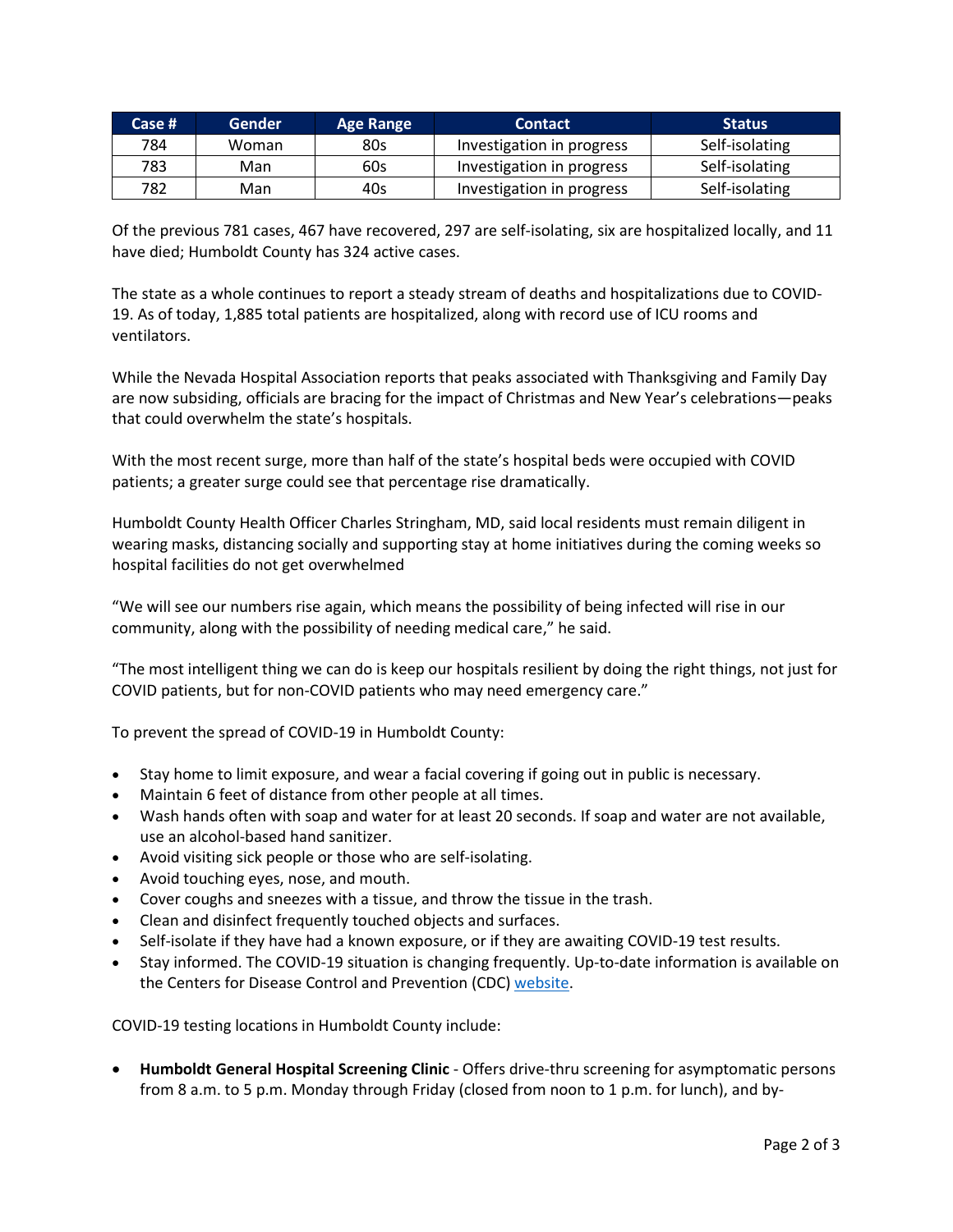| Case # | Gender | Age Range | Contact | Status |
|---|---|---|---|---|
| 784 | Woman | 80s | Investigation in progress | Self-isolating |
| 783 | Man | 60s | Investigation in progress | Self-isolating |
| 782 | Man | 40s | Investigation in progress | Self-isolating |

Of the previous 781 cases, 467 have recovered, 297 are self-isolating, six are hospitalized locally, and 11 have died; Humboldt County has 324 active cases.

The state as a whole continues to report a steady stream of deaths and hospitalizations due to COVID-19. As of today, 1,885 total patients are hospitalized, along with record use of ICU rooms and ventilators.

While the Nevada Hospital Association reports that peaks associated with Thanksgiving and Family Day are now subsiding, officials are bracing for the impact of Christmas and New Year's celebrations—peaks that could overwhelm the state's hospitals.

With the most recent surge, more than half of the state's hospital beds were occupied with COVID patients; a greater surge could see that percentage rise dramatically.

Humboldt County Health Officer Charles Stringham, MD, said local residents must remain diligent in wearing masks, distancing socially and supporting stay at home initiatives during the coming weeks so hospital facilities do not get overwhelmed

"We will see our numbers rise again, which means the possibility of being infected will rise in our community, along with the possibility of needing medical care," he said.

"The most intelligent thing we can do is keep our hospitals resilient by doing the right things, not just for COVID patients, but for non-COVID patients who may need emergency care."

To prevent the spread of COVID-19 in Humboldt County:

- Stay home to limit exposure, and wear a facial covering if going out in public is necessary.
- Maintain 6 feet of distance from other people at all times.
- Wash hands often with soap and water for at least 20 seconds. If soap and water are not available, use an alcohol-based hand sanitizer.
- Avoid visiting sick people or those who are self-isolating.
- Avoid touching eyes, nose, and mouth.
- Cover coughs and sneezes with a tissue, and throw the tissue in the trash.
- Clean and disinfect frequently touched objects and surfaces.
- Self-isolate if they have had a known exposure, or if they are awaiting COVID-19 test results.
- Stay informed. The COVID-19 situation is changing frequently. Up-to-date information is available on the Centers for Disease Control and Prevention (CDC) website.

COVID-19 testing locations in Humboldt County include:

- **Humboldt General Hospital Screening Clinic** - Offers drive-thru screening for asymptomatic persons from 8 a.m. to 5 p.m. Monday through Friday (closed from noon to 1 p.m. for lunch), and by-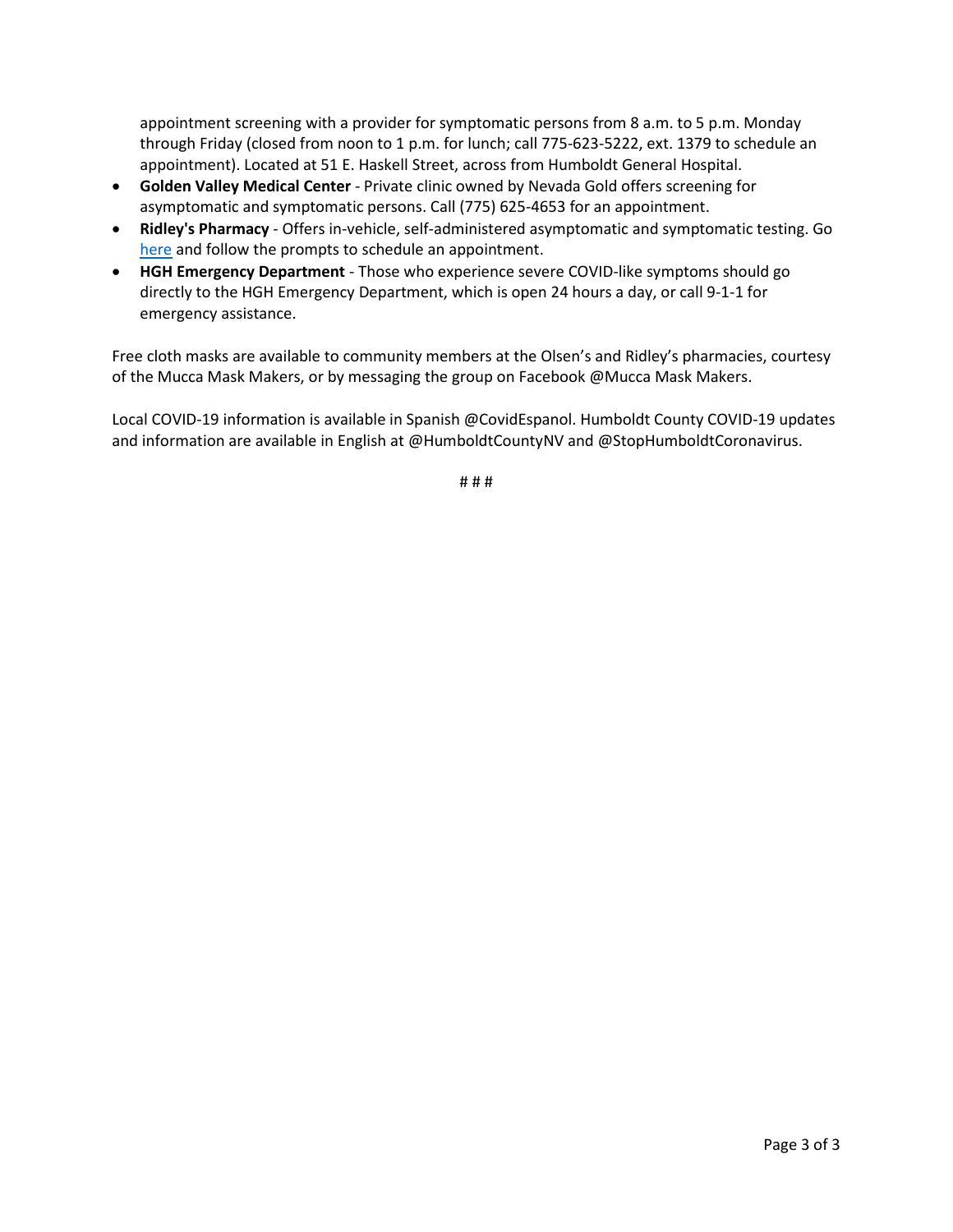appointment screening with a provider for symptomatic persons from 8 a.m. to 5 p.m. Monday through Friday (closed from noon to 1 p.m. for lunch; call 775-623-5222, ext. 1379 to schedule an appointment). Located at 51 E. Haskell Street, across from Humboldt General Hospital.

- **Golden Valley Medical Center** - Private clinic owned by Nevada Gold offers screening for asymptomatic and symptomatic persons. Call (775) 625-4653 for an appointment.
- **Ridley's Pharmacy** - Offers in-vehicle, self-administered asymptomatic and symptomatic testing. Go here and follow the prompts to schedule an appointment.
- **HGH Emergency Department** - Those who experience severe COVID-like symptoms should go directly to the HGH Emergency Department, which is open 24 hours a day, or call 9-1-1 for emergency assistance.

Free cloth masks are available to community members at the Olsen's and Ridley's pharmacies, courtesy of the Mucca Mask Makers, or by messaging the group on Facebook @Mucca Mask Makers.

Local COVID-19 information is available in Spanish @CovidEspanol. Humboldt County COVID-19 updates and information are available in English at @HumboldtCountyNV and @StopHumboldtCoronavirus.

# # #